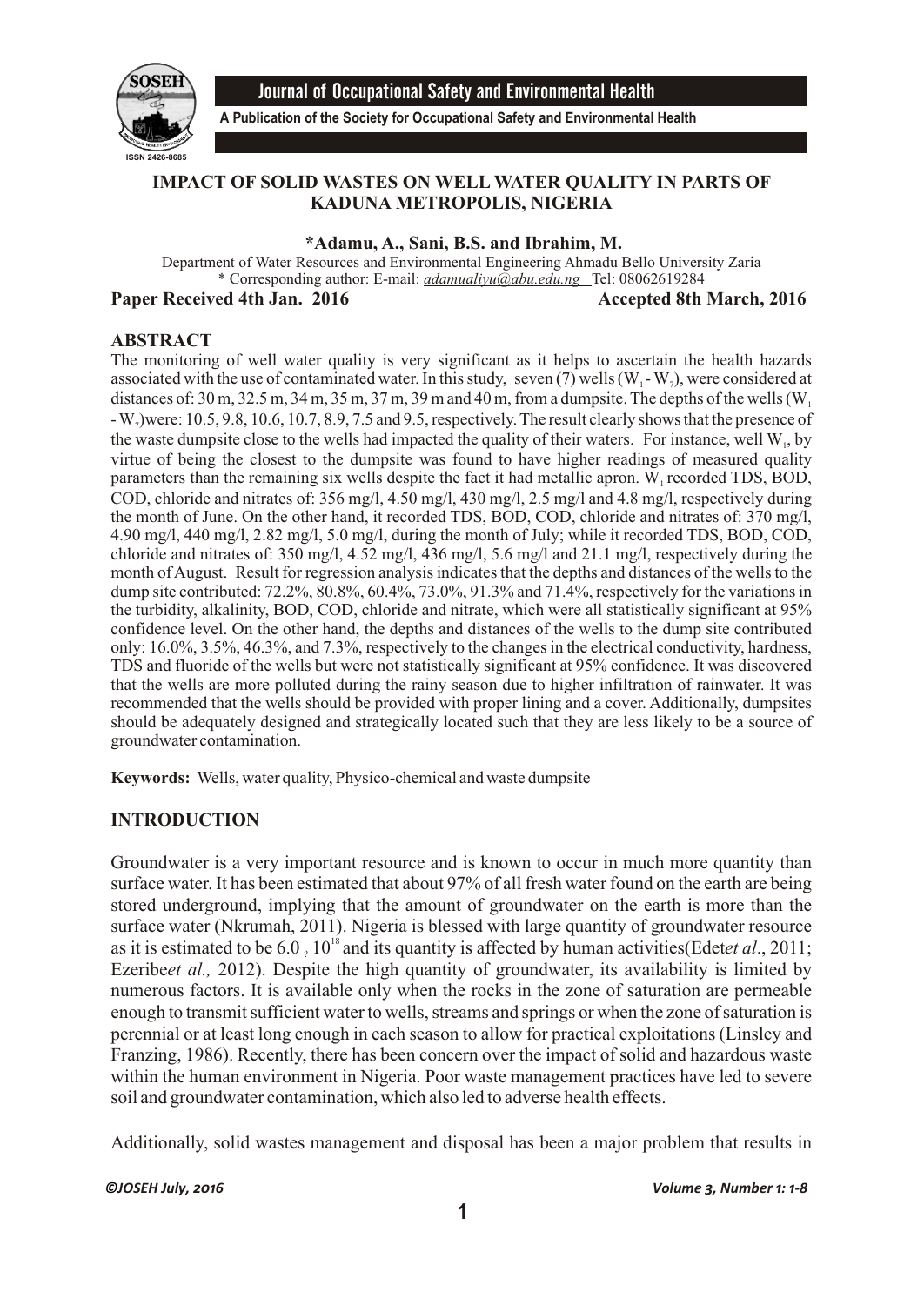# IMPACT OF SOLID WASTES ON WELL WATER QUALITY IN PARTS OF KADUNA METROPOLIS, NIGERIA

**\*Adamu, A., Sani, B.S. and Ibrahim, M.**

Department of Water Resources and Environmental Engineering Ahmadu Bello University Zaria
\* Corresponding author: E-mail: *adamualiyu@abu.edu.ng* Tel: 08062619284

**Paper Received 4th Jan. 2016** **Accepted 8th March, 2016**

## ABSTRACT

The monitoring of well water quality is very significant as it helps to ascertain the health hazards associated with the use of contaminated water. In this study, seven (7) wells ($W_1$ - $W_7$), were considered at distances of: 30 m, 32.5 m, 34 m, 35 m, 37 m, 39 m and 40 m, from a dumpsite. The depths of the wells ($W_1$ - $W_7$) were: 10.5, 9.8, 10.6, 10.7, 8.9, 7.5 and 9.5, respectively. The result clearly shows that the presence of the waste dumpsite close to the wells had impacted the quality of their waters. For instance, well $W_1$, by virtue of being the closest to the dumpsite was found to have higher readings of measured quality parameters than the remaining six wells despite the fact it had metallic apron. $W_1$ recorded TDS, BOD, COD, chloride and nitrates of: 356 mg/l, 4.50 mg/l, 430 mg/l, 2.5 mg/l and 4.8 mg/l, respectively during the month of June. On the other hand, it recorded TDS, BOD, COD, chloride and nitrates of: 370 mg/l, 4.90 mg/l, 440 mg/l, 2.82 mg/l, 5.0 mg/l, during the month of July; while it recorded TDS, BOD, COD, chloride and nitrates of: 350 mg/l, 4.52 mg/l, 436 mg/l, 5.6 mg/l and 21.1 mg/l, respectively during the month of August. Result for regression analysis indicates that the depths and distances of the wells to the dump site contributed: 72.2%, 80.8%, 60.4%, 73.0%, 91.3% and 71.4%, respectively for the variations in the turbidity, alkalinity, BOD, COD, chloride and nitrate, which were all statistically significant at 95% confidence level. On the other hand, the depths and distances of the wells to the dump site contributed only: 16.0%, 3.5%, 46.3%, and 7.3%, respectively to the changes in the electrical conductivity, hardness, TDS and fluoride of the wells but were not statistically significant at 95% confidence. It was discovered that the wells are more polluted during the rainy season due to higher infiltration of rainwater. It was recommended that the wells should be provided with proper lining and a cover. Additionally, dumpsites should be adequately designed and strategically located such that they are less likely to be a source of groundwater contamination.

**Keywords:** Wells, water quality, Physico-chemical and waste dumpsite

## INTRODUCTION

Groundwater is a very important resource and is known to occur in much more quantity than surface water. It has been estimated that about 97% of all fresh water found on the earth are being stored underground, implying that the amount of groundwater on the earth is more than the surface water (Nkrumah, 2011). Nigeria is blessed with large quantity of groundwater resource as it is estimated to be $6.0 \times 10^{18}$ and its quantity is affected by human activities(Edet*et al*., 2011; Ezeribe*et al.,* 2012). Despite the high quantity of groundwater, its availability is limited by numerous factors. It is available only when the rocks in the zone of saturation are permeable enough to transmit sufficient water to wells, streams and springs or when the zone of saturation is perennial or at least long enough in each season to allow for practical exploitations (Linsley and Franzing, 1986). Recently, there has been concern over the impact of solid and hazardous waste within the human environment in Nigeria. Poor waste management practices have led to severe soil and groundwater contamination, which also led to adverse health effects.

Additionally, solid wastes management and disposal has been a major problem that results in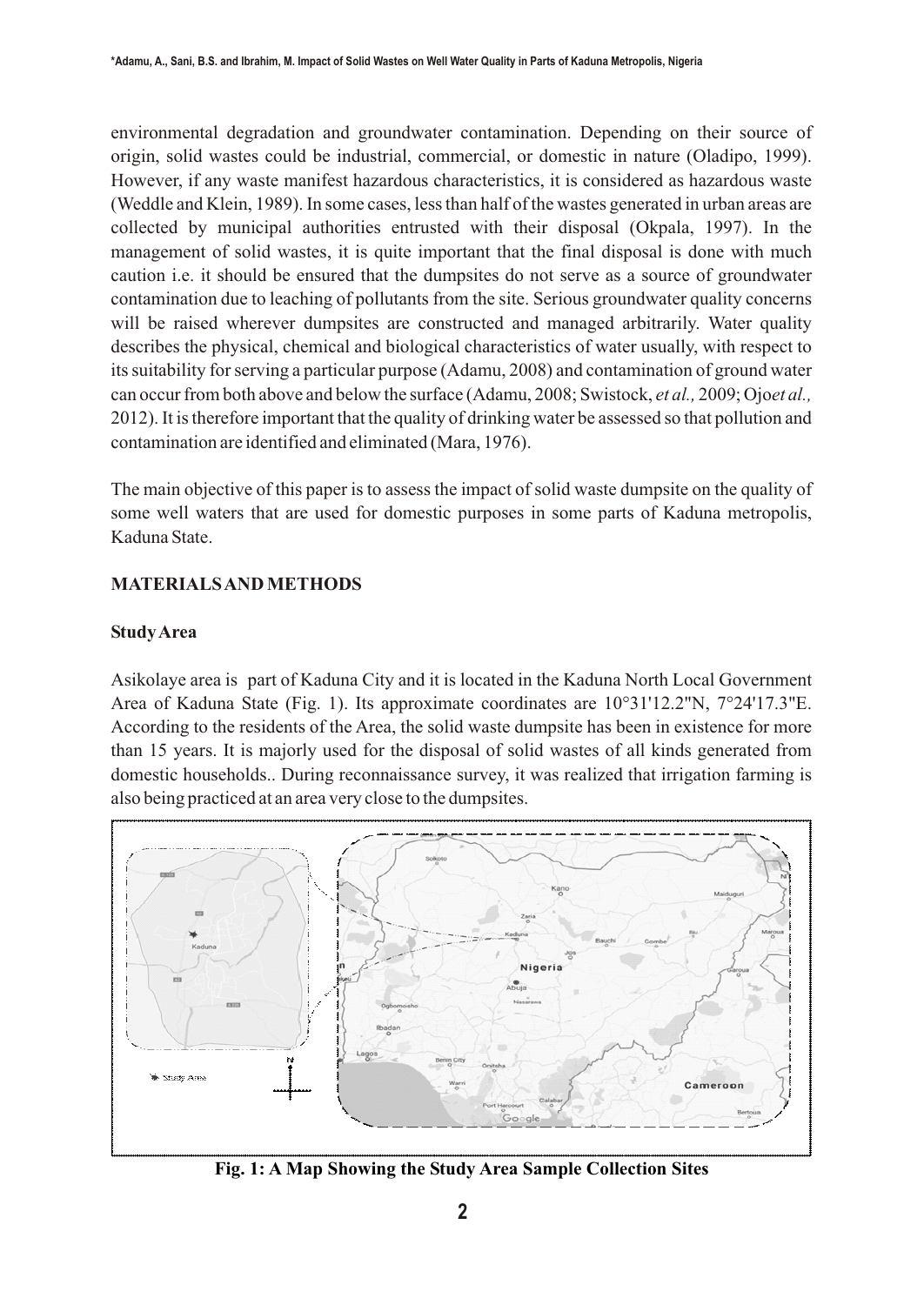environmental degradation and groundwater contamination. Depending on their source of origin, solid wastes could be industrial, commercial, or domestic in nature (Oladipo, 1999). However, if any waste manifest hazardous characteristics, it is considered as hazardous waste (Weddle and Klein, 1989). In some cases, less than half of the wastes generated in urban areas are collected by municipal authorities entrusted with their disposal (Okpala, 1997). In the management of solid wastes, it is quite important that the final disposal is done with much caution i.e. it should be ensured that the dumpsites do not serve as a source of groundwater contamination due to leaching of pollutants from the site. Serious groundwater quality concerns will be raised wherever dumpsites are constructed and managed arbitrarily. Water quality describes the physical, chemical and biological characteristics of water usually, with respect to its suitability for serving a particular purpose (Adamu, 2008) and contamination of ground water can occur from both above and below the surface (Adamu, 2008; Swistock, *et al.,* 2009; Ojo*et al.,* 2012). It is therefore important that the quality of drinking water be assessed so that pollution and contamination are identified and eliminated (Mara, 1976).

The main objective of this paper is to assess the impact of solid waste dumpsite on the quality of some well waters that are used for domestic purposes in some parts of Kaduna metropolis, Kaduna State.

## MATERIALS AND METHODS

### Study Area

Asikolaye area is part of Kaduna City and it is located in the Kaduna North Local Government Area of Kaduna State (Fig. 1). Its approximate coordinates are 10°31'12.2"N, 7°24'17.3"E. According to the residents of the Area, the solid waste dumpsite has been in existence for more than 15 years. It is majorly used for the disposal of solid wastes of all kinds generated from domestic households.. During reconnaissance survey, it was realized that irrigation farming is also being practiced at an area very close to the dumpsites.

**Fig. 1: A Map Showing the Study Area Sample Collection Sites**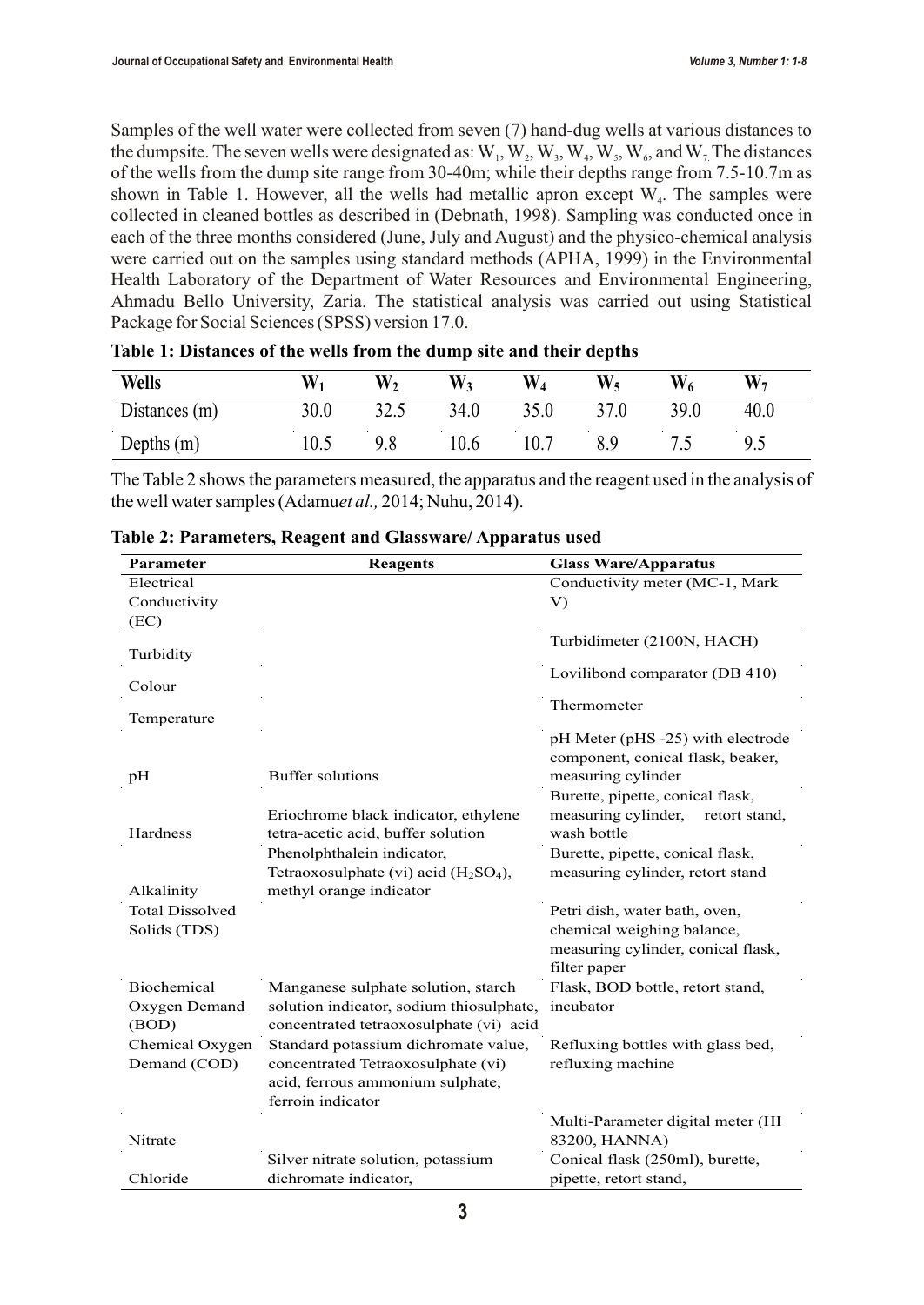Samples of the well water were collected from seven (7) hand-dug wells at various distances to the dumpsite. The seven wells were designated as: $W_1$, $W_2$, $W_3$, $W_4$, $W_5$, $W_6$, and $W_7$. The distances of the wells from the dump site range from 30-40m; while their depths range from 7.5-10.7m as shown in Table 1. However, all the wells had metallic apron except $W_4$. The samples were collected in cleaned bottles as described in (Debnath, 1998). Sampling was conducted once in each of the three months considered (June, July and August) and the physico-chemical analysis were carried out on the samples using standard methods (APHA, 1999) in the Environmental Health Laboratory of the Department of Water Resources and Environmental Engineering, Ahmadu Bello University, Zaria. The statistical analysis was carried out using Statistical Package for Social Sciences (SPSS) version 17.0.

**Table 1: Distances of the wells from the dump site and their depths**

| Wells | $W_1$ | $W_2$ | $W_3$ | $W_4$ | $W_5$ | $W_6$ | $W_7$ |
|---|---|---|---|---|---|---|---|
| Distances (m) | 30.0 | 32.5 | 34.0 | 35.0 | 37.0 | 39.0 | 40.0 |
| Depths (m) | 10.5 | 9.8 | 10.6 | 10.7 | 8.9 | 7.5 | 9.5 |

The Table 2 shows the parameters measured, the apparatus and the reagent used in the analysis of the well water samples (Adamu*et al.,* 2014; Nuhu, 2014).

**Table 2: Parameters, Reagent and Glassware/ Apparatus used**

| Parameter | Reagents | Glass Ware/Apparatus |
|---|---|---|
| Electrical Conductivity (EC) | | Conductivity meter (MC-1, Mark V) |
| Turbidity | | Turbidimeter (2100N, HACH) |
| Colour | | Lovilibond comparator (DB 410) |
| Temperature | | Thermometer |
| pH | Buffer solutions | pH Meter (pHS -25) with electrode component, conical flask, beaker, measuring cylinder |
| Hardness | Eriochrome black indicator, ethylene tetra-acetic acid, buffer solution | Burette, pipette, conical flask, measuring cylinder, retort stand, wash bottle |
| Alkalinity | Phenolphthalein indicator, Tetraoxosulphate (vi) acid ($H_2SO_4$), methyl orange indicator | Burette, pipette, conical flask, measuring cylinder, retort stand |
| Total Dissolved Solids (TDS) | | Petri dish, water bath, oven, chemical weighing balance, measuring cylinder, conical flask, filter paper |
| Biochemical Oxygen Demand (BOD) | Manganese sulphate solution, starch solution indicator, sodium thiosulphate, concentrated tetraoxosulphate (vi) acid | Flask, BOD bottle, retort stand, incubator |
| Chemical Oxygen Demand (COD) | Standard potassium dichromate value, concentrated Tetraoxosulphate (vi) acid, ferrous ammonium sulphate, ferroin indicator | Refluxing bottles with glass bed, refluxing machine |
| Nitrate | | Multi-Parameter digital meter (HI 83200, HANNA) |
| Chloride | Silver nitrate solution, potassium dichromate indicator, | Conical flask (250ml), burette, pipette, retort stand, |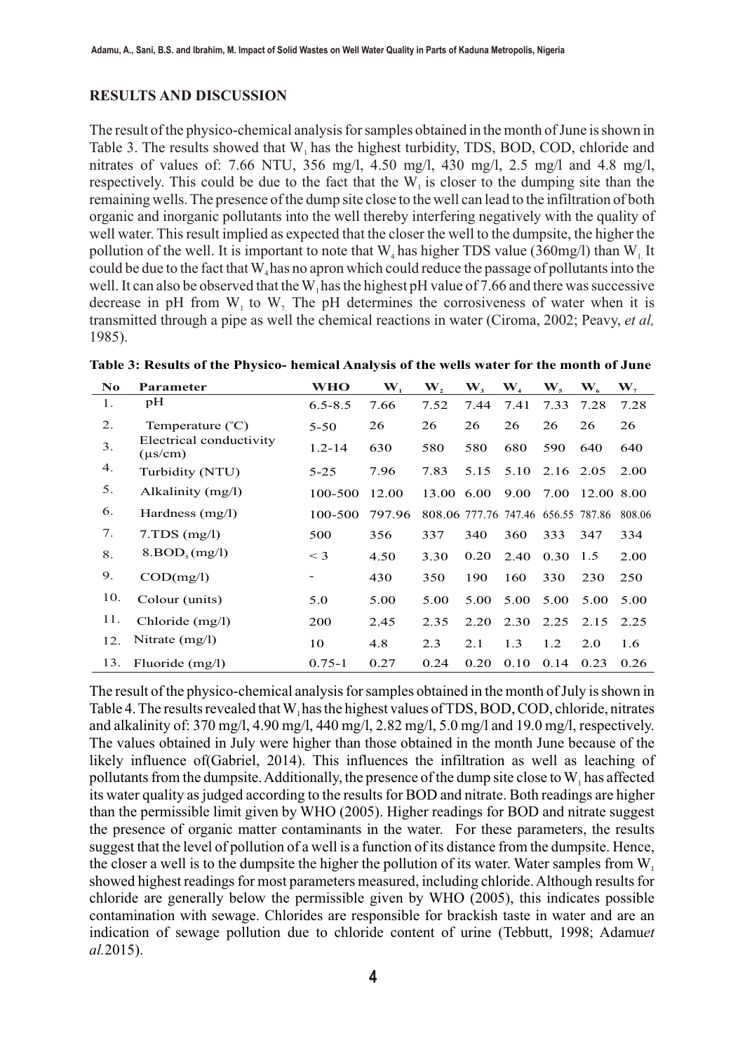## RESULTS AND DISCUSSION

The result of the physico-chemical analysis for samples obtained in the month of June is shown in Table 3. The results showed that $W_1$ has the highest turbidity, TDS, BOD, COD, chloride and nitrates of values of: 7.66 NTU, 356 mg/l, 4.50 mg/l, 430 mg/l, 2.5 mg/l and 4.8 mg/l, respectively. This could be due to the fact that the $W_1$ is closer to the dumping site than the remaining wells. The presence of the dump site close to the well can lead to the infiltration of both organic and inorganic pollutants into the well thereby interfering negatively with the quality of well water. This result implied as expected that the closer the well to the dumpsite, the higher the pollution of the well. It is important to note that $W_4$ has higher TDS value (360mg/l) than $W_1$. It could be due to the fact that $W_4$ has no apron which could reduce the passage of pollutants into the well. It can also be observed that the $W_1$ has the highest pH value of 7.66 and there was successive decrease in pH from $W_1$ to $W_7$. The pH determines the corrosiveness of water when it is transmitted through a pipe as well the chemical reactions in water (Ciroma, 2002; Peavy, *et al,* 1985).

**Table 3: Results of the Physico- hemical Analysis of the wells water for the month of June**

| No | Parameter | WHO | $W_1$ | $W_2$ | $W_3$ | $W_4$ | $W_5$ | $W_6$ | $W_7$ |
|---|---|---|---|---|---|---|---|---|---|
| 1. | pH | 6.5-8.5 | 7.66 | 7.52 | 7.44 | 7.41 | 7.33 | 7.28 | 7.28 |
| 2. | Temperature (°C) | 5-50 | 26 | 26 | 26 | 26 | 26 | 26 | 26 |
| 3. | Electrical conductivity (μs/cm) | 1.2-14 | 630 | 580 | 580 | 680 | 590 | 640 | 640 |
| 4. | Turbidity (NTU) | 5-25 | 7.96 | 7.83 | 5.15 | 5.10 | 2.16 | 2.05 | 2.00 |
| 5. | Alkalinity (mg/l) | 100-500 | 12.00 | 13.00 | 6.00 | 9.00 | 7.00 | 12.00 | 8.00 |
| 6. | Hardness (mg/l) | 100-500 | 797.96 | 808.06 | 777.76 | 747.46 | 656.55 | 787.86 | 808.06 |
| 7. | 7.TDS (mg/l) | 500 | 356 | 337 | 340 | 360 | 333 | 347 | 334 |
| 8. | 8.$BOD_5$ (mg/l) | < 3 | 4.50 | 3.30 | 0.20 | 2.40 | 0.30 | 1.5 | 2.00 |
| 9. | COD(mg/l) | - | 430 | 350 | 190 | 160 | 330 | 230 | 250 |
| 10. | Colour (units) | 5.0 | 5.00 | 5.00 | 5.00 | 5.00 | 5.00 | 5.00 | 5.00 |
| 11. | Chloride (mg/l) | 200 | 2.45 | 2.35 | 2.20 | 2.30 | 2.25 | 2.15 | 2.25 |
| 12. | Nitrate (mg/l) | 10 | 4.8 | 2.3 | 2.1 | 1.3 | 1.2 | 2.0 | 1.6 |
| 13. | Fluoride (mg/l) | 0.75-1 | 0.27 | 0.24 | 0.20 | 0.10 | 0.14 | 0.23 | 0.26 |

The result of the physico-chemical analysis for samples obtained in the month of July is shown in Table 4. The results revealed that $W_1$ has the highest values of TDS, BOD, COD, chloride, nitrates and alkalinity of: 370 mg/l, 4.90 mg/l, 440 mg/l, 2.82 mg/l, 5.0 mg/l and 19.0 mg/l, respectively. The values obtained in July were higher than those obtained in the month June because of the likely influence of(Gabriel, 2014). This influences the infiltration as well as leaching of pollutants from the dumpsite. Additionally, the presence of the dump site close to $W_1$ has affected its water quality as judged according to the results for BOD and nitrate. Both readings are higher than the permissible limit given by WHO (2005). Higher readings for BOD and nitrate suggest the presence of organic matter contaminants in the water. For these parameters, the results suggest that the level of pollution of a well is a function of its distance from the dumpsite. Hence, the closer a well is to the dumpsite the higher the pollution of its water. Water samples from $W_1$ showed highest readings for most parameters measured, including chloride. Although results for chloride are generally below the permissible given by WHO (2005), this indicates possible contamination with sewage. Chlorides are responsible for brackish taste in water and are an indication of sewage pollution due to chloride content of urine (Tebbutt, 1998; Adamu*et al.*2015).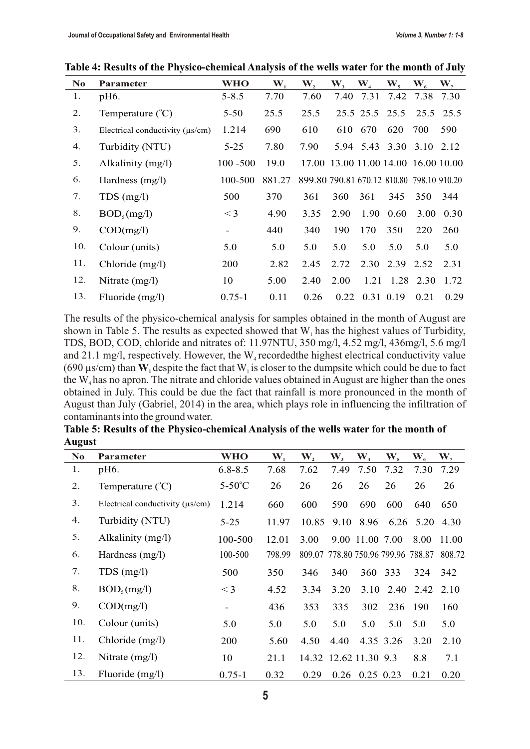**Table 4: Results of the Physico-chemical Analysis of the wells water for the month of July**

| No | Parameter | WHO | $W_1$ | $W_2$ | $W_3$ | $W_4$ | $W_5$ | $W_6$ | $W_7$ |
|---|---|---|---|---|---|---|---|---|---|
| 1. | pH6. | 5-8.5 | 7.70 | 7.60 | 7.40 | 7.31 | 7.42 | 7.38 | 7.30 |
| 2. | Temperature (°C) | 5-50 | 25.5 | 25.5 | 25.5 | 25.5 | 25.5 | 25.5 | 25.5 |
| 3. | Electrical conductivity (µs/cm) | 1.214 | 690 | 610 | 610 | 670 | 620 | 700 | 590 |
| 4. | Turbidity (NTU) | 5-25 | 7.80 | 7.90 | 5.94 | 5.43 | 3.30 | 3.10 | 2.12 |
| 5. | Alkalinity (mg/l) | 100 -500 | 19.0 | 17.00 | 13.00 | 11.00 | 14.00 | 16.00 | 10.00 |
| 6. | Hardness (mg/l) | 100-500 | 881.27 | 899.80 | 790.81 | 670.12 | 810.80 | 798.10 | 910.20 |
| 7. | TDS (mg/l) | 500 | 370 | 361 | 360 | 361 | 345 | 350 | 344 |
| 8. | $BOD_5$ (mg/l) | < 3 | 4.90 | 3.35 | 2.90 | 1.90 | 0.60 | 3.00 | 0.30 |
| 9. | COD(mg/l) | - | 440 | 340 | 190 | 170 | 350 | 220 | 260 |
| 10. | Colour (units) | 5.0 | 5.0 | 5.0 | 5.0 | 5.0 | 5.0 | 5.0 | 5.0 |
| 11. | Chloride (mg/l) | 200 | 2.82 | 2.45 | 2.72 | 2.30 | 2.39 | 2.52 | 2.31 |
| 12. | Nitrate (mg/l) | 10 | 5.00 | 2.40 | 2.00 | 1.21 | 1.28 | 2.30 | 1.72 |
| 13. | Fluoride (mg/l) | 0.75-1 | 0.11 | 0.26 | 0.22 | 0.31 | 0.19 | 0.21 | 0.29 |

The results of the physico-chemical analysis for samples obtained in the month of August are shown in Table 5. The results as expected showed that $W_1$ has the highest values of Turbidity, TDS, BOD, COD, chloride and nitrates of: 11.97NTU, 350 mg/l, 4.52 mg/l, 436mg/l, 5.6 mg/l and 21.1 mg/l, respectively. However, the $W_4$ recordedthe highest electrical conductivity value (690 µs/cm) than $\mathbf{W_1}$ despite the fact that $W_1$ is closer to the dumpsite which could be due to fact the $W_4$ has no apron. The nitrate and chloride values obtained in August are higher than the ones obtained in July. This could be due the fact that rainfall is more pronounced in the month of August than July (Gabriel, 2014) in the area, which plays role in influencing the infiltration of contaminants into the ground water.

**Table 5: Results of the Physico-chemical Analysis of the wells water for the month of August**

| No | Parameter | WHO | $W_1$ | $W_2$ | $W_3$ | $W_4$ | $W_5$ | $W_6$ | $W_7$ |
|---|---|---|---|---|---|---|---|---|---|
| 1. | pH6. | 6.8-8.5 | 7.68 | 7.62 | 7.49 | 7.50 | 7.32 | 7.30 | 7.29 |
| 2. | Temperature (°C) | 5-50°C | 26 | 26 | 26 | 26 | 26 | 26 | 26 |
| 3. | Electrical conductivity (µs/cm) | 1.214 | 660 | 600 | 590 | 690 | 600 | 640 | 650 |
| 4. | Turbidity (NTU) | 5-25 | 11.97 | 10.85 | 9.10 | 8.96 | 6.26 | 5.20 | 4.30 |
| 5. | Alkalinity (mg/l) | 100-500 | 12.01 | 3.00 | 9.00 | 11.00 | 7.00 | 8.00 | 11.00 |
| 6. | Hardness (mg/l) | 100-500 | 798.99 | 809.07 | 778.80 | 750.96 | 799.96 | 788.87 | 808.72 |
| 7. | TDS (mg/l) | 500 | 350 | 346 | 340 | 360 | 333 | 324 | 342 |
| 8. | $BOD_5$ (mg/l) | < 3 | 4.52 | 3.34 | 3.20 | 3.10 | 2.40 | 2.42 | 2.10 |
| 9. | COD(mg/l) | - | 436 | 353 | 335 | 302 | 236 | 190 | 160 |
| 10. | Colour (units) | 5.0 | 5.0 | 5.0 | 5.0 | 5.0 | 5.0 | 5.0 | 5.0 |
| 11. | Chloride (mg/l) | 200 | 5.60 | 4.50 | 4.40 | 4.35 | 3.26 | 3.20 | 2.10 |
| 12. | Nitrate (mg/l) | 10 | 21.1 | 14.32 | 12.62 | 11.30 | 9.3 | 8.8 | 7.1 |
| 13. | Fluoride (mg/l) | 0.75-1 | 0.32 | 0.29 | 0.26 | 0.25 | 0.23 | 0.21 | 0.20 |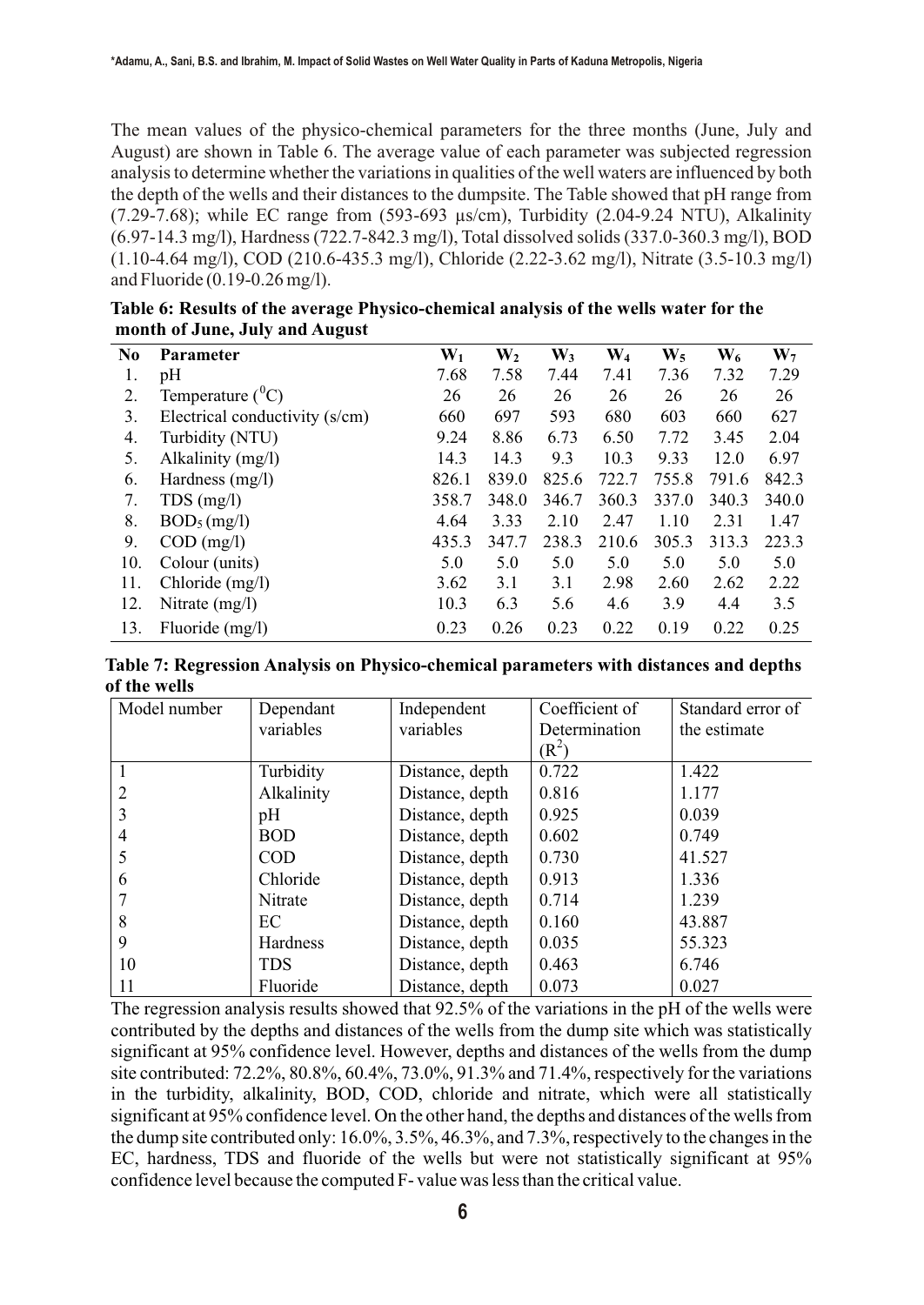The mean values of the physico-chemical parameters for the three months (June, July and August) are shown in Table 6. The average value of each parameter was subjected regression analysis to determine whether the variations in qualities of the well waters are influenced by both the depth of the wells and their distances to the dumpsite. The Table showed that pH range from (7.29-7.68); while EC range from (593-693 µs/cm), Turbidity (2.04-9.24 NTU), Alkalinity (6.97-14.3 mg/l), Hardness (722.7-842.3 mg/l), Total dissolved solids (337.0-360.3 mg/l), BOD (1.10-4.64 mg/l), COD (210.6-435.3 mg/l), Chloride (2.22-3.62 mg/l), Nitrate (3.5-10.3 mg/l) and Fluoride (0.19-0.26 mg/l).

**Table 6: Results of the average Physico-chemical analysis of the wells water for the month of June, July and August**

| No | Parameter | $W_1$ | $W_2$ | $W_3$ | $W_4$ | $W_5$ | $W_6$ | $W_7$ |
|---|---|---|---|---|---|---|---|---|
| 1. | pH | 7.68 | 7.58 | 7.44 | 7.41 | 7.36 | 7.32 | 7.29 |
| 2. | Temperature ($^0$C) | 26 | 26 | 26 | 26 | 26 | 26 | 26 |
| 3. | Electrical conductivity (s/cm) | 660 | 697 | 593 | 680 | 603 | 660 | 627 |
| 4. | Turbidity (NTU) | 9.24 | 8.86 | 6.73 | 6.50 | 7.72 | 3.45 | 2.04 |
| 5. | Alkalinity (mg/l) | 14.3 | 14.3 | 9.3 | 10.3 | 9.33 | 12.0 | 6.97 |
| 6. | Hardness (mg/l) | 826.1 | 839.0 | 825.6 | 722.7 | 755.8 | 791.6 | 842.3 |
| 7. | TDS (mg/l) | 358.7 | 348.0 | 346.7 | 360.3 | 337.0 | 340.3 | 340.0 |
| 8. | $BOD_5$ (mg/l) | 4.64 | 3.33 | 2.10 | 2.47 | 1.10 | 2.31 | 1.47 |
| 9. | COD (mg/l) | 435.3 | 347.7 | 238.3 | 210.6 | 305.3 | 313.3 | 223.3 |
| 10. | Colour (units) | 5.0 | 5.0 | 5.0 | 5.0 | 5.0 | 5.0 | 5.0 |
| 11. | Chloride (mg/l) | 3.62 | 3.1 | 3.1 | 2.98 | 2.60 | 2.62 | 2.22 |
| 12. | Nitrate (mg/l) | 10.3 | 6.3 | 5.6 | 4.6 | 3.9 | 4.4 | 3.5 |
| 13. | Fluoride (mg/l) | 0.23 | 0.26 | 0.23 | 0.22 | 0.19 | 0.22 | 0.25 |

**Table 7: Regression Analysis on Physico-chemical parameters with distances and depths of the wells**

| Model number | Dependant variables | Independent variables | Coefficient of Determination ($R^2$) | Standard error of the estimate |
|---|---|---|---|---|
| 1 | Turbidity | Distance, depth | 0.722 | 1.422 |
| 2 | Alkalinity | Distance, depth | 0.816 | 1.177 |
| 3 | pH | Distance, depth | 0.925 | 0.039 |
| 4 | BOD | Distance, depth | 0.602 | 0.749 |
| 5 | COD | Distance, depth | 0.730 | 41.527 |
| 6 | Chloride | Distance, depth | 0.913 | 1.336 |
| 7 | Nitrate | Distance, depth | 0.714 | 1.239 |
| 8 | EC | Distance, depth | 0.160 | 43.887 |
| 9 | Hardness | Distance, depth | 0.035 | 55.323 |
| 10 | TDS | Distance, depth | 0.463 | 6.746 |
| 11 | Fluoride | Distance, depth | 0.073 | 0.027 |

The regression analysis results showed that 92.5% of the variations in the pH of the wells were contributed by the depths and distances of the wells from the dump site which was statistically significant at 95% confidence level. However, depths and distances of the wells from the dump site contributed: 72.2%, 80.8%, 60.4%, 73.0%, 91.3% and 71.4%, respectively for the variations in the turbidity, alkalinity, BOD, COD, chloride and nitrate, which were all statistically significant at 95% confidence level. On the other hand, the depths and distances of the wells from the dump site contributed only: 16.0%, 3.5%, 46.3%, and 7.3%, respectively to the changes in the EC, hardness, TDS and fluoride of the wells but were not statistically significant at 95% confidence level because the computed F- value was less than the critical value.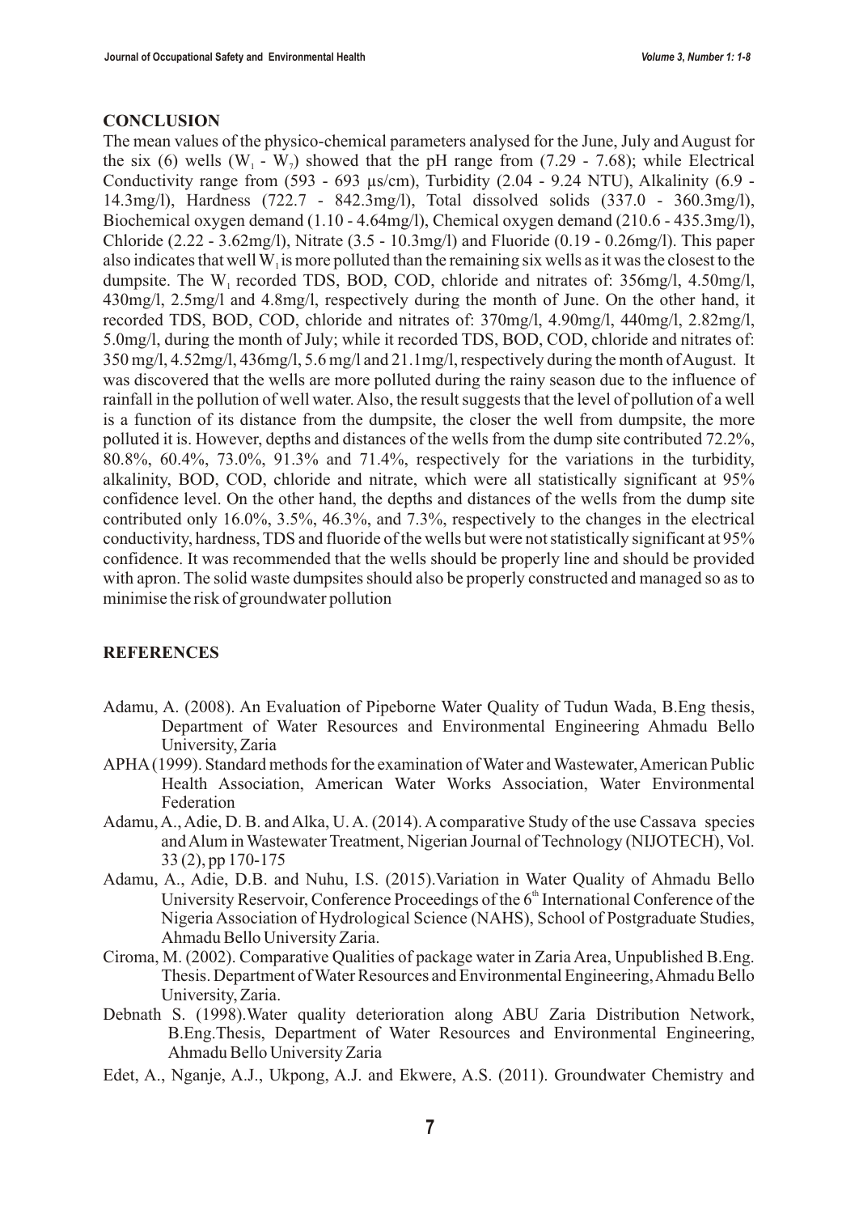## CONCLUSION

The mean values of the physico-chemical parameters analysed for the June, July and August for the six (6) wells ($W_1$ - $W_7$) showed that the pH range from (7.29 - 7.68); while Electrical Conductivity range from (593 - 693 μs/cm), Turbidity (2.04 - 9.24 NTU), Alkalinity (6.9 - 14.3mg/l), Hardness (722.7 - 842.3mg/l), Total dissolved solids (337.0 - 360.3mg/l), Biochemical oxygen demand (1.10 - 4.64mg/l), Chemical oxygen demand (210.6 - 435.3mg/l), Chloride (2.22 - 3.62mg/l), Nitrate (3.5 - 10.3mg/l) and Fluoride (0.19 - 0.26mg/l). This paper also indicates that well $W_1$ is more polluted than the remaining six wells as it was the closest to the dumpsite. The $W_1$ recorded TDS, BOD, COD, chloride and nitrates of: 356mg/l, 4.50mg/l, 430mg/l, 2.5mg/l and 4.8mg/l, respectively during the month of June. On the other hand, it recorded TDS, BOD, COD, chloride and nitrates of: 370mg/l, 4.90mg/l, 440mg/l, 2.82mg/l, 5.0mg/l, during the month of July; while it recorded TDS, BOD, COD, chloride and nitrates of: 350 mg/l, 4.52mg/l, 436mg/l, 5.6 mg/l and 21.1mg/l, respectively during the month of August. It was discovered that the wells are more polluted during the rainy season due to the influence of rainfall in the pollution of well water. Also, the result suggests that the level of pollution of a well is a function of its distance from the dumpsite, the closer the well from dumpsite, the more polluted it is. However, depths and distances of the wells from the dump site contributed 72.2%, 80.8%, 60.4%, 73.0%, 91.3% and 71.4%, respectively for the variations in the turbidity, alkalinity, BOD, COD, chloride and nitrate, which were all statistically significant at 95% confidence level. On the other hand, the depths and distances of the wells from the dump site contributed only 16.0%, 3.5%, 46.3%, and 7.3%, respectively to the changes in the electrical conductivity, hardness, TDS and fluoride of the wells but were not statistically significant at 95% confidence. It was recommended that the wells should be properly line and should be provided with apron. The solid waste dumpsites should also be properly constructed and managed so as to minimise the risk of groundwater pollution

## REFERENCES

Adamu, A. (2008). An Evaluation of Pipeborne Water Quality of Tudun Wada, B.Eng thesis, Department of Water Resources and Environmental Engineering Ahmadu Bello University, Zaria

APHA (1999). Standard methods for the examination of Water and Wastewater, American Public Health Association, American Water Works Association, Water Environmental Federation

Adamu, A., Adie, D. B. and Alka, U. A. (2014). A comparative Study of the use Cassava species and Alum in Wastewater Treatment, Nigerian Journal of Technology (NIJOTECH), Vol. 33 (2), pp 170-175

Adamu, A., Adie, D.B. and Nuhu, I.S. (2015).Variation in Water Quality of Ahmadu Bello University Reservoir, Conference Proceedings of the 6th International Conference of the Nigeria Association of Hydrological Science (NAHS), School of Postgraduate Studies, Ahmadu Bello University Zaria.

Ciroma, M. (2002). Comparative Qualities of package water in Zaria Area, Unpublished B.Eng. Thesis. Department of Water Resources and Environmental Engineering, Ahmadu Bello University, Zaria.

Debnath S. (1998).Water quality deterioration along ABU Zaria Distribution Network, B.Eng.Thesis, Department of Water Resources and Environmental Engineering, Ahmadu Bello University Zaria

Edet, A., Nganje, A.J., Ukpong, A.J. and Ekwere, A.S. (2011). Groundwater Chemistry and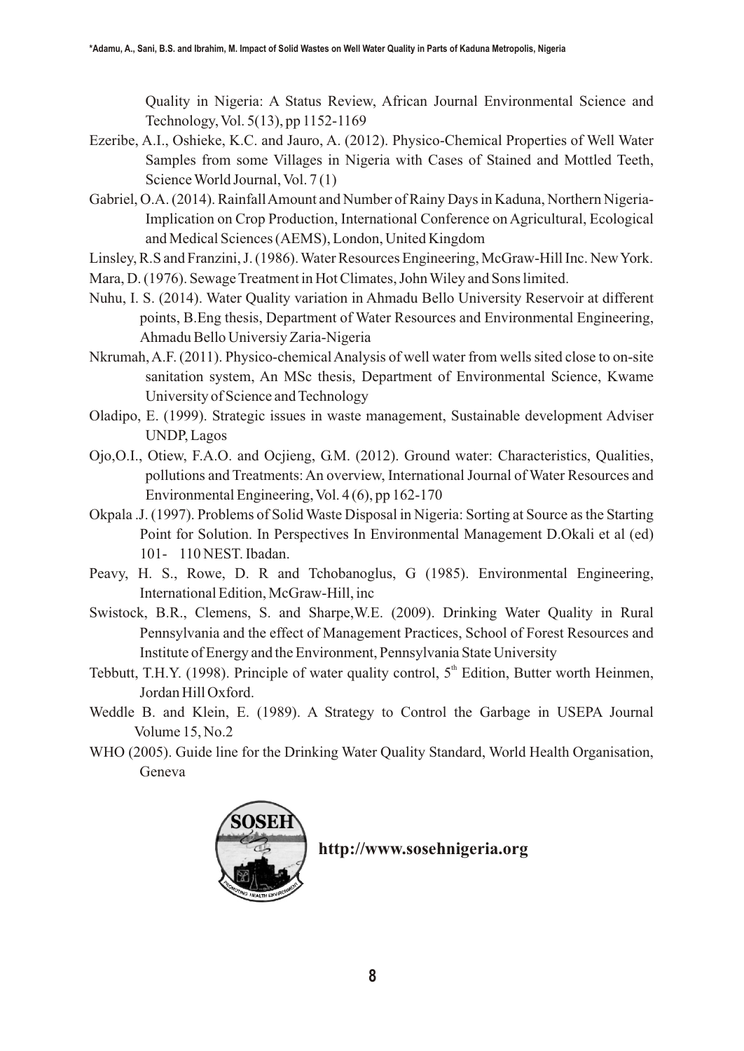Quality in Nigeria: A Status Review, African Journal Environmental Science and Technology, Vol. 5(13), pp 1152-1169

Ezeribe, A.I., Oshieke, K.C. and Jauro, A. (2012). Physico-Chemical Properties of Well Water Samples from some Villages in Nigeria with Cases of Stained and Mottled Teeth, Science World Journal, Vol. 7 (1)

Gabriel, O.A. (2014). Rainfall Amount and Number of Rainy Days in Kaduna, Northern Nigeria- Implication on Crop Production, International Conference on Agricultural, Ecological and Medical Sciences (AEMS), London, United Kingdom

Linsley, R.S and Franzini, J. (1986). Water Resources Engineering, McGraw-Hill Inc. New York.

Mara, D. (1976). Sewage Treatment in Hot Climates, John Wiley and Sons limited.

Nuhu, I. S. (2014). Water Quality variation in Ahmadu Bello University Reservoir at different points, B.Eng thesis, Department of Water Resources and Environmental Engineering, Ahmadu Bello Universiy Zaria-Nigeria

Nkrumah, A.F. (2011). Physico-chemical Analysis of well water from wells sited close to on-site sanitation system, An MSc thesis, Department of Environmental Science, Kwame University of Science and Technology

Oladipo, E. (1999). Strategic issues in waste management, Sustainable development Adviser UNDP, Lagos

Ojo,O.I., Otiew, F.A.O. and Ocjieng, G.M. (2012). Ground water: Characteristics, Qualities, pollutions and Treatments: An overview, International Journal of Water Resources and Environmental Engineering, Vol. 4 (6), pp 162-170

Okpala .J. (1997). Problems of Solid Waste Disposal in Nigeria: Sorting at Source as the Starting Point for Solution. In Perspectives In Environmental Management D.Okali et al (ed) 101- 110 NEST. Ibadan.

Peavy, H. S., Rowe, D. R and Tchobanoglus, G (1985). Environmental Engineering, International Edition, McGraw-Hill, inc

Swistock, B.R., Clemens, S. and Sharpe,W.E. (2009). Drinking Water Quality in Rural Pennsylvania and the effect of Management Practices, School of Forest Resources and Institute of Energy and the Environment, Pennsylvania State University

Tebbutt, T.H.Y. (1998). Principle of water quality control, 5th Edition, Butter worth Heinmen, Jordan Hill Oxford.

Weddle B. and Klein, E. (1989). A Strategy to Control the Garbage in USEPA Journal Volume 15, No.2

WHO (2005). Guide line for the Drinking Water Quality Standard, World Health Organisation, Geneva

http://www.sosehnigeria.org